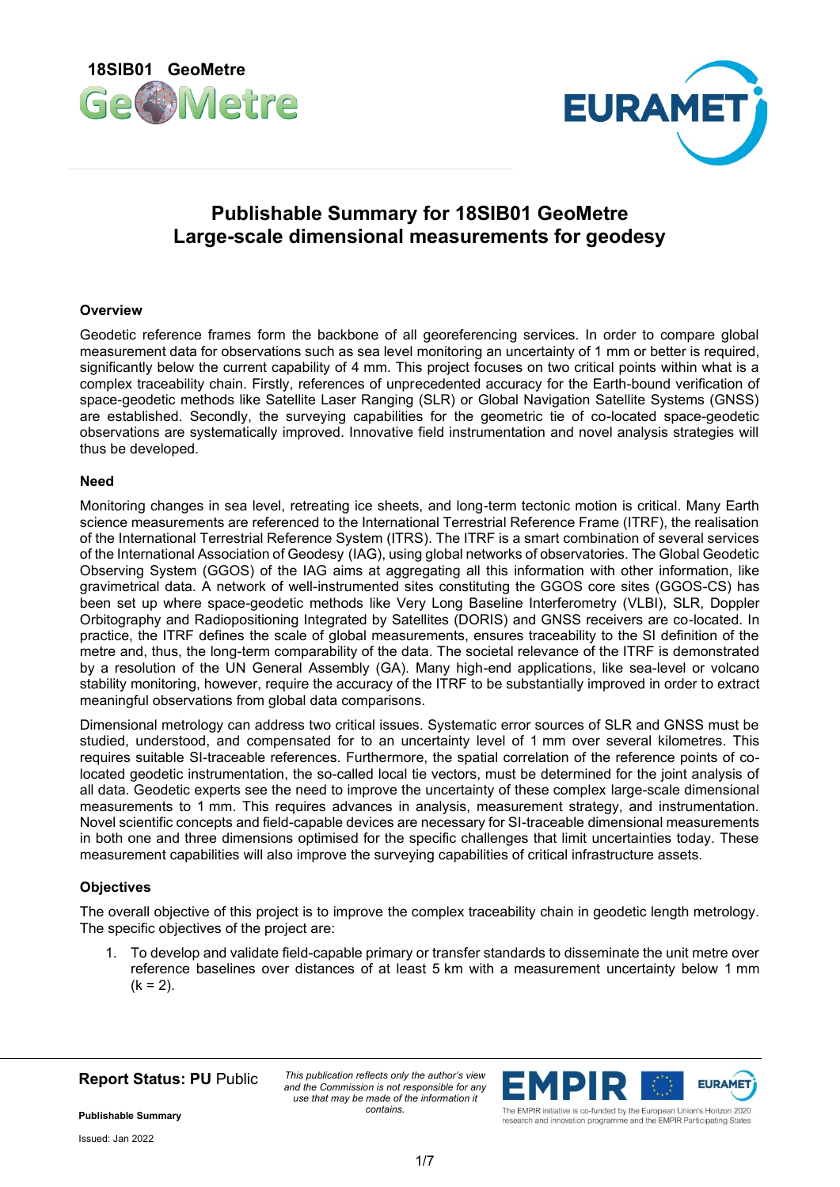18SIB01 GeoMetre

# Publishable Summary for 18SIB01 GeoMetre
# Large-scale dimensional measurements for geodesy

## Overview

Geodetic reference frames form the backbone of all georeferencing services. In order to compare global measurement data for observations such as sea level monitoring an uncertainty of 1 mm or better is required, significantly below the current capability of 4 mm. This project focuses on two critical points within what is a complex traceability chain. Firstly, references of unprecedented accuracy for the Earth-bound verification of space-geodetic methods like Satellite Laser Ranging (SLR) or Global Navigation Satellite Systems (GNSS) are established. Secondly, the surveying capabilities for the geometric tie of co-located space-geodetic observations are systematically improved. Innovative field instrumentation and novel analysis strategies will thus be developed.

## Need

Monitoring changes in sea level, retreating ice sheets, and long-term tectonic motion is critical. Many Earth science measurements are referenced to the International Terrestrial Reference Frame (ITRF), the realisation of the International Terrestrial Reference System (ITRS). The ITRF is a smart combination of several services of the International Association of Geodesy (IAG), using global networks of observatories. The Global Geodetic Observing System (GGOS) of the IAG aims at aggregating all this information with other information, like gravimetrical data. A network of well-instrumented sites constituting the GGOS core sites (GGOS-CS) has been set up where space-geodetic methods like Very Long Baseline Interferometry (VLBI), SLR, Doppler Orbitography and Radiopositioning Integrated by Satellites (DORIS) and GNSS receivers are co-located. In practice, the ITRF defines the scale of global measurements, ensures traceability to the SI definition of the metre and, thus, the long-term comparability of the data. The societal relevance of the ITRF is demonstrated by a resolution of the UN General Assembly (GA). Many high-end applications, like sea-level or volcano stability monitoring, however, require the accuracy of the ITRF to be substantially improved in order to extract meaningful observations from global data comparisons.

Dimensional metrology can address two critical issues. Systematic error sources of SLR and GNSS must be studied, understood, and compensated for to an uncertainty level of 1 mm over several kilometres. This requires suitable SI-traceable references. Furthermore, the spatial correlation of the reference points of co-located geodetic instrumentation, the so-called local tie vectors, must be determined for the joint analysis of all data. Geodetic experts see the need to improve the uncertainty of these complex large-scale dimensional measurements to 1 mm. This requires advances in analysis, measurement strategy, and instrumentation. Novel scientific concepts and field-capable devices are necessary for SI-traceable dimensional measurements in both one and three dimensions optimised for the specific challenges that limit uncertainties today. These measurement capabilities will also improve the surveying capabilities of critical infrastructure assets.

## Objectives

The overall objective of this project is to improve the complex traceability chain in geodetic length metrology. The specific objectives of the project are:

1. To develop and validate field-capable primary or transfer standards to disseminate the unit metre over reference baselines over distances of at least 5 km with a measurement uncertainty below 1 mm ($k = 2$).

**Report Status: PU** Public

*This publication reflects only the author's view and the Commission is not responsible for any use that may be made of the information it contains.*

**Publishable Summary**

Issued: Jan 2022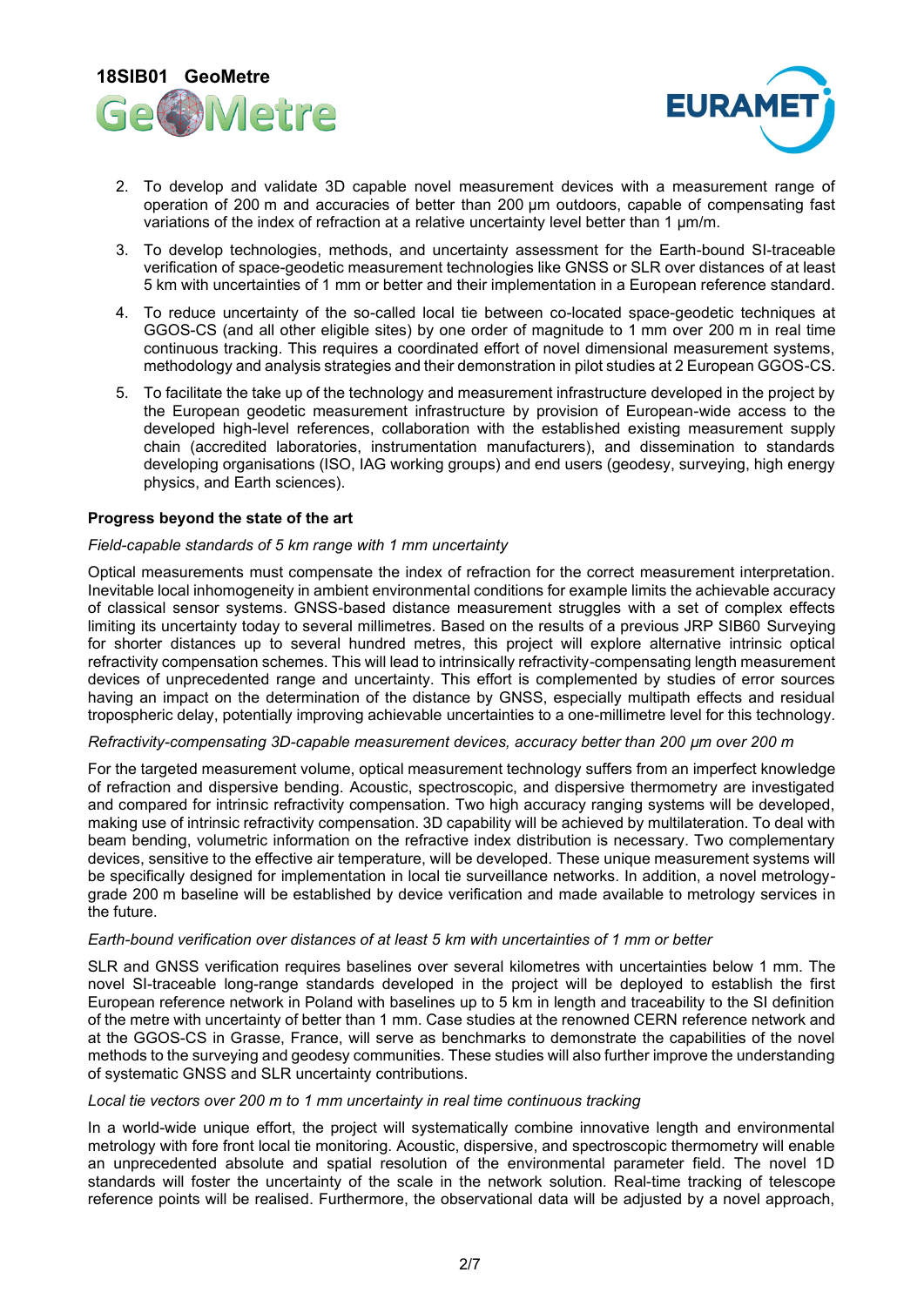2. To develop and validate 3D capable novel measurement devices with a measurement range of operation of 200 m and accuracies of better than 200 µm outdoors, capable of compensating fast variations of the index of refraction at a relative uncertainty level better than 1 µm/m.
3. To develop technologies, methods, and uncertainty assessment for the Earth-bound SI-traceable verification of space-geodetic measurement technologies like GNSS or SLR over distances of at least 5 km with uncertainties of 1 mm or better and their implementation in a European reference standard.
4. To reduce uncertainty of the so-called local tie between co-located space-geodetic techniques at GGOS-CS (and all other eligible sites) by one order of magnitude to 1 mm over 200 m in real time continuous tracking. This requires a coordinated effort of novel dimensional measurement systems, methodology and analysis strategies and their demonstration in pilot studies at 2 European GGOS-CS.
5. To facilitate the take up of the technology and measurement infrastructure developed in the project by the European geodetic measurement infrastructure by provision of European-wide access to the developed high-level references, collaboration with the established existing measurement supply chain (accredited laboratories, instrumentation manufacturers), and dissemination to standards developing organisations (ISO, IAG working groups) and end users (geodesy, surveying, high energy physics, and Earth sciences).

**Progress beyond the state of the art**

*Field-capable standards of 5 km range with 1 mm uncertainty*

Optical measurements must compensate the index of refraction for the correct measurement interpretation. Inevitable local inhomogeneity in ambient environmental conditions for example limits the achievable accuracy of classical sensor systems. GNSS-based distance measurement struggles with a set of complex effects limiting its uncertainty today to several millimetres. Based on the results of a previous JRP SIB60 Surveying for shorter distances up to several hundred metres, this project will explore alternative intrinsic optical refractivity compensation schemes. This will lead to intrinsically refractivity-compensating length measurement devices of unprecedented range and uncertainty. This effort is complemented by studies of error sources having an impact on the determination of the distance by GNSS, especially multipath effects and residual tropospheric delay, potentially improving achievable uncertainties to a one-millimetre level for this technology.

*Refractivity-compensating 3D-capable measurement devices, accuracy better than 200 µm over 200 m*

For the targeted measurement volume, optical measurement technology suffers from an imperfect knowledge of refraction and dispersive bending. Acoustic, spectroscopic, and dispersive thermometry are investigated and compared for intrinsic refractivity compensation. Two high accuracy ranging systems will be developed, making use of intrinsic refractivity compensation. 3D capability will be achieved by multilateration. To deal with beam bending, volumetric information on the refractive index distribution is necessary. Two complementary devices, sensitive to the effective air temperature, will be developed. These unique measurement systems will be specifically designed for implementation in local tie surveillance networks. In addition, a novel metrology-grade 200 m baseline will be established by device verification and made available to metrology services in the future.

*Earth-bound verification over distances of at least 5 km with uncertainties of 1 mm or better*

SLR and GNSS verification requires baselines over several kilometres with uncertainties below 1 mm. The novel SI-traceable long-range standards developed in the project will be deployed to establish the first European reference network in Poland with baselines up to 5 km in length and traceability to the SI definition of the metre with uncertainty of better than 1 mm. Case studies at the renowned CERN reference network and at the GGOS-CS in Grasse, France, will serve as benchmarks to demonstrate the capabilities of the novel methods to the surveying and geodesy communities. These studies will also further improve the understanding of systematic GNSS and SLR uncertainty contributions.

*Local tie vectors over 200 m to 1 mm uncertainty in real time continuous tracking*

In a world-wide unique effort, the project will systematically combine innovative length and environmental metrology with fore front local tie monitoring. Acoustic, dispersive, and spectroscopic thermometry will enable an unprecedented absolute and spatial resolution of the environmental parameter field. The novel 1D standards will foster the uncertainty of the scale in the network solution. Real-time tracking of telescope reference points will be realised. Furthermore, the observational data will be adjusted by a novel approach,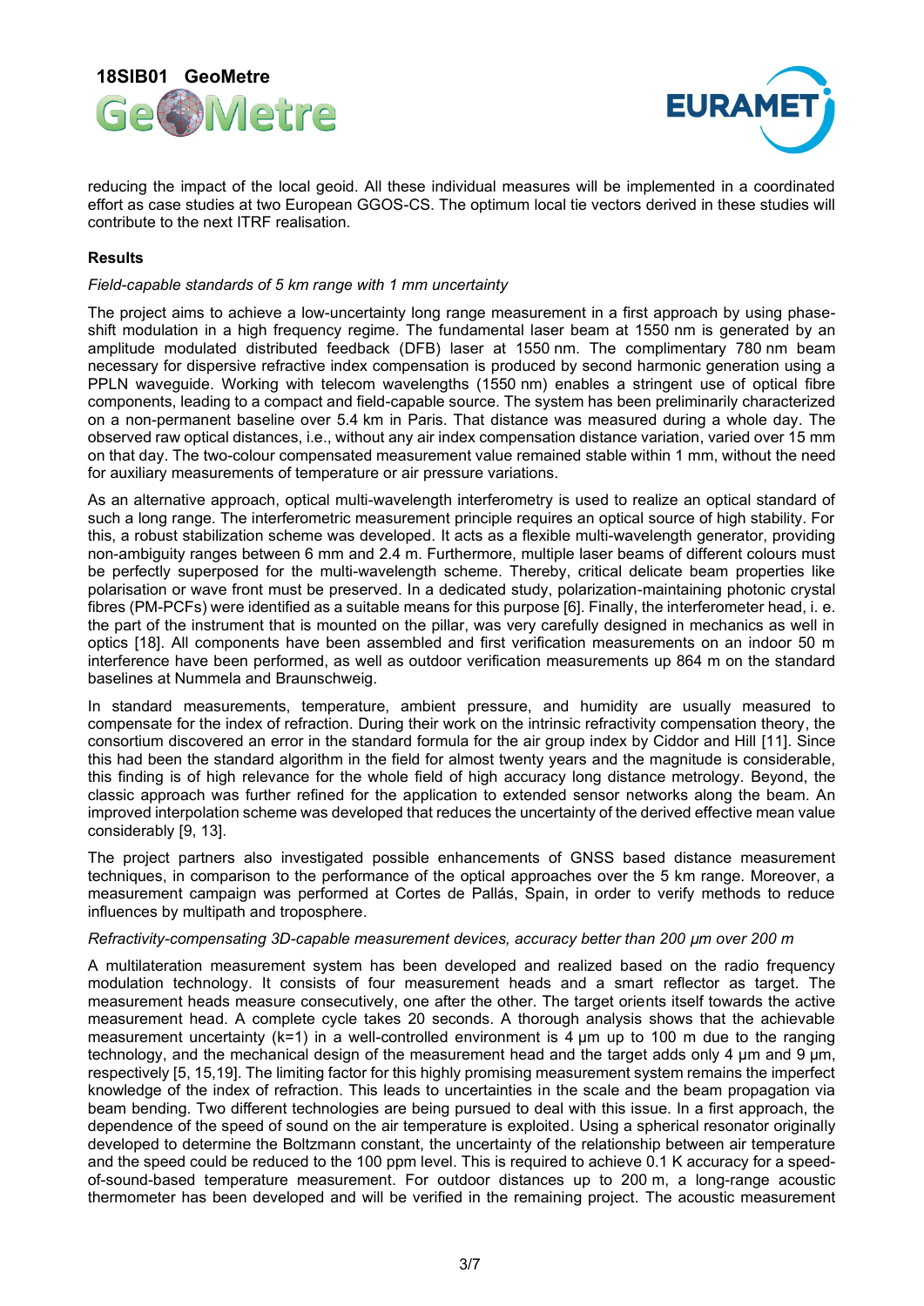reducing the impact of the local geoid. All these individual measures will be implemented in a coordinated effort as case studies at two European GGOS-CS. The optimum local tie vectors derived in these studies will contribute to the next ITRF realisation.

**Results**

*Field-capable standards of 5 km range with 1 mm uncertainty*

The project aims to achieve a low-uncertainty long range measurement in a first approach by using phase-shift modulation in a high frequency regime. The fundamental laser beam at 1550 nm is generated by an amplitude modulated distributed feedback (DFB) laser at 1550 nm. The complimentary 780 nm beam necessary for dispersive refractive index compensation is produced by second harmonic generation using a PPLN waveguide. Working with telecom wavelengths (1550 nm) enables a stringent use of optical fibre components, leading to a compact and field-capable source. The system has been preliminarily characterized on a non-permanent baseline over 5.4 km in Paris. That distance was measured during a whole day. The observed raw optical distances, i.e., without any air index compensation distance variation, varied over 15 mm on that day. The two-colour compensated measurement value remained stable within 1 mm, without the need for auxiliary measurements of temperature or air pressure variations.

As an alternative approach, optical multi-wavelength interferometry is used to realize an optical standard of such a long range. The interferometric measurement principle requires an optical source of high stability. For this, a robust stabilization scheme was developed. It acts as a flexible multi-wavelength generator, providing non-ambiguity ranges between 6 mm and 2.4 m. Furthermore, multiple laser beams of different colours must be perfectly superposed for the multi-wavelength scheme. Thereby, critical delicate beam properties like polarisation or wave front must be preserved. In a dedicated study, polarization-maintaining photonic crystal fibres (PM-PCFs) were identified as a suitable means for this purpose [6]. Finally, the interferometer head, i. e. the part of the instrument that is mounted on the pillar, was very carefully designed in mechanics as well in optics [18]. All components have been assembled and first verification measurements on an indoor 50 m interference have been performed, as well as outdoor verification measurements up 864 m on the standard baselines at Nummela and Braunschweig.

In standard measurements, temperature, ambient pressure, and humidity are usually measured to compensate for the index of refraction. During their work on the intrinsic refractivity compensation theory, the consortium discovered an error in the standard formula for the air group index by Ciddor and Hill [11]. Since this had been the standard algorithm in the field for almost twenty years and the magnitude is considerable, this finding is of high relevance for the whole field of high accuracy long distance metrology. Beyond, the classic approach was further refined for the application to extended sensor networks along the beam. An improved interpolation scheme was developed that reduces the uncertainty of the derived effective mean value considerably [9, 13].

The project partners also investigated possible enhancements of GNSS based distance measurement techniques, in comparison to the performance of the optical approaches over the 5 km range. Moreover, a measurement campaign was performed at Cortes de Pallás, Spain, in order to verify methods to reduce influences by multipath and troposphere.

*Refractivity-compensating 3D-capable measurement devices, accuracy better than 200 µm over 200 m*

A multilateration measurement system has been developed and realized based on the radio frequency modulation technology. It consists of four measurement heads and a smart reflector as target. The measurement heads measure consecutively, one after the other. The target orients itself towards the active measurement head. A complete cycle takes 20 seconds. A thorough analysis shows that the achievable measurement uncertainty (k=1) in a well-controlled environment is 4 µm up to 100 m due to the ranging technology, and the mechanical design of the measurement head and the target adds only 4 µm and 9 µm, respectively [5, 15,19]. The limiting factor for this highly promising measurement system remains the imperfect knowledge of the index of refraction. This leads to uncertainties in the scale and the beam propagation via beam bending. Two different technologies are being pursued to deal with this issue. In a first approach, the dependence of the speed of sound on the air temperature is exploited. Using a spherical resonator originally developed to determine the Boltzmann constant, the uncertainty of the relationship between air temperature and the speed could be reduced to the 100 ppm level. This is required to achieve 0.1 K accuracy for a speed-of-sound-based temperature measurement. For outdoor distances up to 200 m, a long-range acoustic thermometer has been developed and will be verified in the remaining project. The acoustic measurement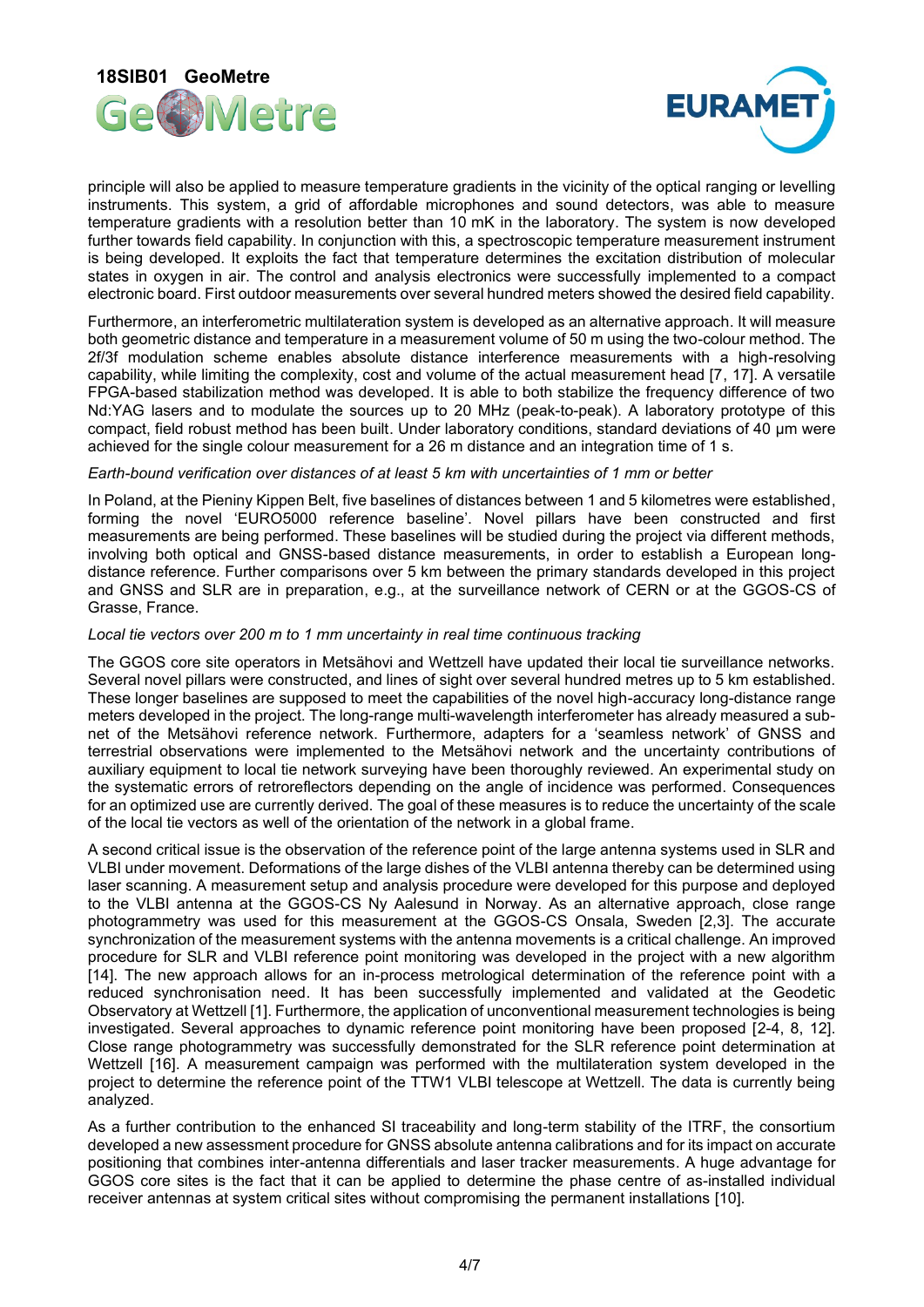principle will also be applied to measure temperature gradients in the vicinity of the optical ranging or levelling instruments. This system, a grid of affordable microphones and sound detectors, was able to measure temperature gradients with a resolution better than 10 mK in the laboratory. The system is now developed further towards field capability. In conjunction with this, a spectroscopic temperature measurement instrument is being developed. It exploits the fact that temperature determines the excitation distribution of molecular states in oxygen in air. The control and analysis electronics were successfully implemented to a compact electronic board. First outdoor measurements over several hundred meters showed the desired field capability.

Furthermore, an interferometric multilateration system is developed as an alternative approach. It will measure both geometric distance and temperature in a measurement volume of 50 m using the two-colour method. The 2f/3f modulation scheme enables absolute distance interference measurements with a high-resolving capability, while limiting the complexity, cost and volume of the actual measurement head [7, 17]. A versatile FPGA-based stabilization method was developed. It is able to both stabilize the frequency difference of two Nd:YAG lasers and to modulate the sources up to 20 MHz (peak-to-peak). A laboratory prototype of this compact, field robust method has been built. Under laboratory conditions, standard deviations of 40 µm were achieved for the single colour measurement for a 26 m distance and an integration time of 1 s.

*Earth-bound verification over distances of at least 5 km with uncertainties of 1 mm or better*

In Poland, at the Pieniny Kippen Belt, five baselines of distances between 1 and 5 kilometres were established, forming the novel 'EURO5000 reference baseline'. Novel pillars have been constructed and first measurements are being performed. These baselines will be studied during the project via different methods, involving both optical and GNSS-based distance measurements, in order to establish a European long-distance reference. Further comparisons over 5 km between the primary standards developed in this project and GNSS and SLR are in preparation, e.g., at the surveillance network of CERN or at the GGOS-CS of Grasse, France.

*Local tie vectors over 200 m to 1 mm uncertainty in real time continuous tracking*

The GGOS core site operators in Metsähovi and Wettzell have updated their local tie surveillance networks. Several novel pillars were constructed, and lines of sight over several hundred metres up to 5 km established. These longer baselines are supposed to meet the capabilities of the novel high-accuracy long-distance range meters developed in the project. The long-range multi-wavelength interferometer has already measured a sub-net of the Metsähovi reference network. Furthermore, adapters for a 'seamless network' of GNSS and terrestrial observations were implemented to the Metsähovi network and the uncertainty contributions of auxiliary equipment to local tie network surveying have been thoroughly reviewed. An experimental study on the systematic errors of retroreflectors depending on the angle of incidence was performed. Consequences for an optimized use are currently derived. The goal of these measures is to reduce the uncertainty of the scale of the local tie vectors as well of the orientation of the network in a global frame.

A second critical issue is the observation of the reference point of the large antenna systems used in SLR and VLBI under movement. Deformations of the large dishes of the VLBI antenna thereby can be determined using laser scanning. A measurement setup and analysis procedure were developed for this purpose and deployed to the VLBI antenna at the GGOS-CS Ny Aalesund in Norway. As an alternative approach, close range photogrammetry was used for this measurement at the GGOS-CS Onsala, Sweden [2,3]. The accurate synchronization of the measurement systems with the antenna movements is a critical challenge. An improved procedure for SLR and VLBI reference point monitoring was developed in the project with a new algorithm [14]. The new approach allows for an in-process metrological determination of the reference point with a reduced synchronisation need. It has been successfully implemented and validated at the Geodetic Observatory at Wettzell [1]. Furthermore, the application of unconventional measurement technologies is being investigated. Several approaches to dynamic reference point monitoring have been proposed [2-4, 8, 12]. Close range photogrammetry was successfully demonstrated for the SLR reference point determination at Wettzell [16]. A measurement campaign was performed with the multilateration system developed in the project to determine the reference point of the TTW1 VLBI telescope at Wettzell. The data is currently being analyzed.

As a further contribution to the enhanced SI traceability and long-term stability of the ITRF, the consortium developed a new assessment procedure for GNSS absolute antenna calibrations and for its impact on accurate positioning that combines inter-antenna differentials and laser tracker measurements. A huge advantage for GGOS core sites is the fact that it can be applied to determine the phase centre of as-installed individual receiver antennas at system critical sites without compromising the permanent installations [10].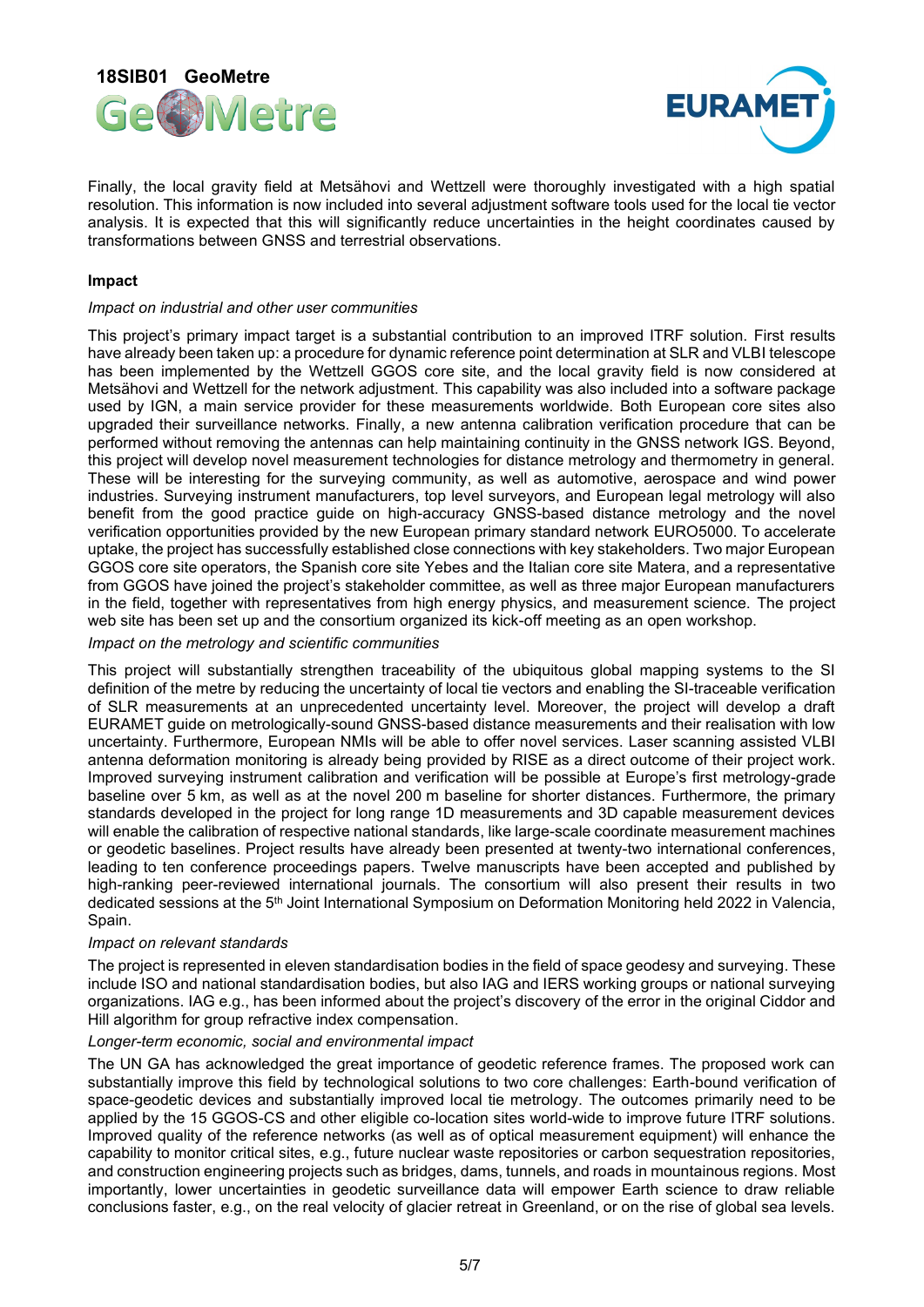Finally, the local gravity field at Metsähovi and Wettzell were thoroughly investigated with a high spatial resolution. This information is now included into several adjustment software tools used for the local tie vector analysis. It is expected that this will significantly reduce uncertainties in the height coordinates caused by transformations between GNSS and terrestrial observations.

**Impact**

*Impact on industrial and other user communities*

This project's primary impact target is a substantial contribution to an improved ITRF solution. First results have already been taken up: a procedure for dynamic reference point determination at SLR and VLBI telescope has been implemented by the Wettzell GGOS core site, and the local gravity field is now considered at Metsähovi and Wettzell for the network adjustment. This capability was also included into a software package used by IGN, a main service provider for these measurements worldwide. Both European core sites also upgraded their surveillance networks. Finally, a new antenna calibration verification procedure that can be performed without removing the antennas can help maintaining continuity in the GNSS network IGS. Beyond, this project will develop novel measurement technologies for distance metrology and thermometry in general. These will be interesting for the surveying community, as well as automotive, aerospace and wind power industries. Surveying instrument manufacturers, top level surveyors, and European legal metrology will also benefit from the good practice guide on high-accuracy GNSS-based distance metrology and the novel verification opportunities provided by the new European primary standard network EURO5000. To accelerate uptake, the project has successfully established close connections with key stakeholders. Two major European GGOS core site operators, the Spanish core site Yebes and the Italian core site Matera, and a representative from GGOS have joined the project's stakeholder committee, as well as three major European manufacturers in the field, together with representatives from high energy physics, and measurement science. The project web site has been set up and the consortium organized its kick-off meeting as an open workshop.

*Impact on the metrology and scientific communities*

This project will substantially strengthen traceability of the ubiquitous global mapping systems to the SI definition of the metre by reducing the uncertainty of local tie vectors and enabling the SI-traceable verification of SLR measurements at an unprecedented uncertainty level. Moreover, the project will develop a draft EURAMET guide on metrologically-sound GNSS-based distance measurements and their realisation with low uncertainty. Furthermore, European NMIs will be able to offer novel services. Laser scanning assisted VLBI antenna deformation monitoring is already being provided by RISE as a direct outcome of their project work. Improved surveying instrument calibration and verification will be possible at Europe's first metrology-grade baseline over 5 km, as well as at the novel 200 m baseline for shorter distances. Furthermore, the primary standards developed in the project for long range 1D measurements and 3D capable measurement devices will enable the calibration of respective national standards, like large-scale coordinate measurement machines or geodetic baselines. Project results have already been presented at twenty-two international conferences, leading to ten conference proceedings papers. Twelve manuscripts have been accepted and published by high-ranking peer-reviewed international journals. The consortium will also present their results in two dedicated sessions at the 5th Joint International Symposium on Deformation Monitoring held 2022 in Valencia, Spain.

*Impact on relevant standards*

The project is represented in eleven standardisation bodies in the field of space geodesy and surveying. These include ISO and national standardisation bodies, but also IAG and IERS working groups or national surveying organizations. IAG e.g., has been informed about the project's discovery of the error in the original Ciddor and Hill algorithm for group refractive index compensation.

*Longer-term economic, social and environmental impact*

The UN GA has acknowledged the great importance of geodetic reference frames. The proposed work can substantially improve this field by technological solutions to two core challenges: Earth-bound verification of space-geodetic devices and substantially improved local tie metrology. The outcomes primarily need to be applied by the 15 GGOS-CS and other eligible co-location sites world-wide to improve future ITRF solutions. Improved quality of the reference networks (as well as of optical measurement equipment) will enhance the capability to monitor critical sites, e.g., future nuclear waste repositories or carbon sequestration repositories, and construction engineering projects such as bridges, dams, tunnels, and roads in mountainous regions. Most importantly, lower uncertainties in geodetic surveillance data will empower Earth science to draw reliable conclusions faster, e.g., on the real velocity of glacier retreat in Greenland, or on the rise of global sea levels.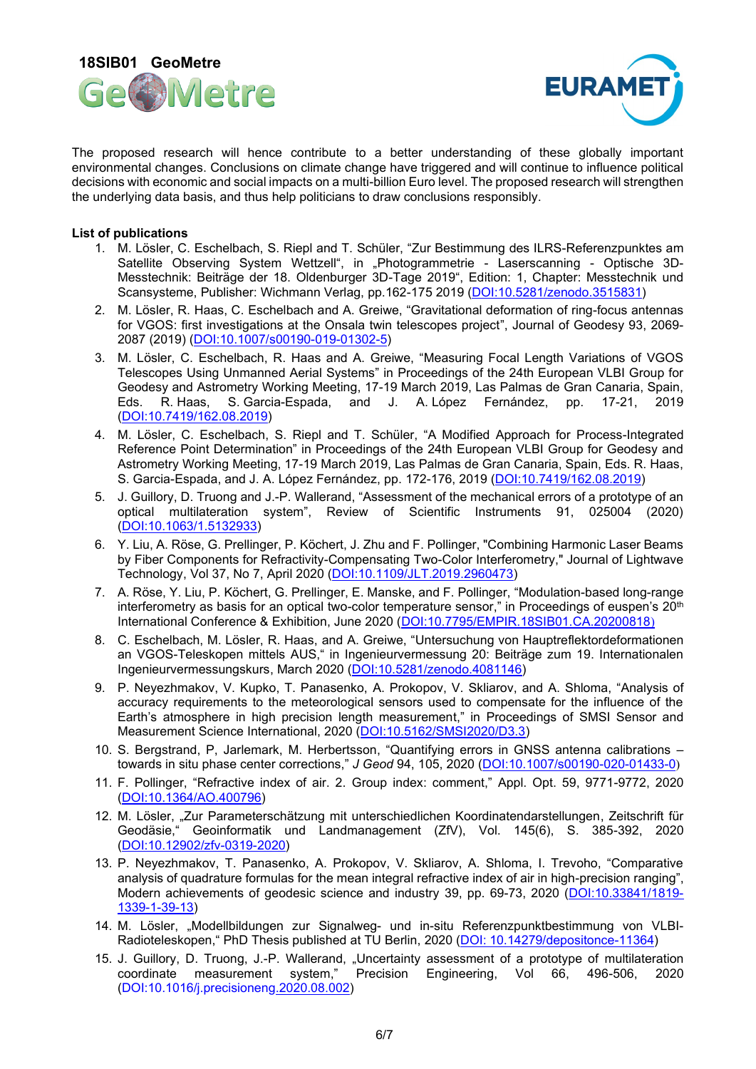The proposed research will hence contribute to a better understanding of these globally important environmental changes. Conclusions on climate change have triggered and will continue to influence political decisions with economic and social impacts on a multi-billion Euro level. The proposed research will strengthen the underlying data basis, and thus help politicians to draw conclusions responsibly.

**List of publications**

1. M. Lösler, C. Eschelbach, S. Riepl and T. Schüler, "Zur Bestimmung des ILRS-Referenzpunktes am Satellite Observing System Wettzell", in „Photogrammetrie - Laserscanning - Optische 3D-Messtechnik: Beiträge der 18. Oldenburger 3D-Tage 2019", Edition: 1, Chapter: Messtechnik und Scansysteme, Publisher: Wichmann Verlag, pp.162-175 2019 (DOI:10.5281/zenodo.3515831)
2. M. Lösler, R. Haas, C. Eschelbach and A. Greiwe, "Gravitational deformation of ring-focus antennas for VGOS: first investigations at the Onsala twin telescopes project", Journal of Geodesy 93, 2069-2087 (2019) (DOI:10.1007/s00190-019-01302-5)
3. M. Lösler, C. Eschelbach, R. Haas and A. Greiwe, "Measuring Focal Length Variations of VGOS Telescopes Using Unmanned Aerial Systems" in Proceedings of the 24th European VLBI Group for Geodesy and Astrometry Working Meeting, 17-19 March 2019, Las Palmas de Gran Canaria, Spain, Eds. R. Haas, S. Garcia-Espada, and J. A. López Fernández, pp. 17-21, 2019 (DOI:10.7419/162.08.2019)
4. M. Lösler, C. Eschelbach, S. Riepl and T. Schüler, "A Modified Approach for Process-Integrated Reference Point Determination" in Proceedings of the 24th European VLBI Group for Geodesy and Astrometry Working Meeting, 17-19 March 2019, Las Palmas de Gran Canaria, Spain, Eds. R. Haas, S. Garcia-Espada, and J. A. López Fernández, pp. 172-176, 2019 (DOI:10.7419/162.08.2019)
5. J. Guillory, D. Truong and J.-P. Wallerand, "Assessment of the mechanical errors of a prototype of an optical multilateration system", Review of Scientific Instruments 91, 025004 (2020) (DOI:10.1063/1.5132933)
6. Y. Liu, A. Röse, G. Prellinger, P. Köchert, J. Zhu and F. Pollinger, "Combining Harmonic Laser Beams by Fiber Components for Refractivity-Compensating Two-Color Interferometry," Journal of Lightwave Technology, Vol 37, No 7, April 2020 (DOI:10.1109/JLT.2019.2960473)
7. A. Röse, Y. Liu, P. Köchert, G. Prellinger, E. Manske, and F. Pollinger, "Modulation-based long-range interferometry as basis for an optical two-color temperature sensor," in Proceedings of euspen's 20th International Conference & Exhibition, June 2020 (DOI:10.7795/EMPIR.18SIB01.CA.20200818)
8. C. Eschelbach, M. Lösler, R. Haas, and A. Greiwe, "Untersuchung von Hauptreflektordeformationen an VGOS-Teleskopen mittels AUS," in Ingenieurvermessung 20: Beiträge zum 19. Internationalen Ingenieurvermessungskurs, March 2020 (DOI:10.5281/zenodo.4081146)
9. P. Neyezhmakov, V. Kupko, T. Panasenko, A. Prokopov, V. Skliarov, and A. Shloma, "Analysis of accuracy requirements to the meteorological sensors used to compensate for the influence of the Earth's atmosphere in high precision length measurement," in Proceedings of SMSI Sensor and Measurement Science International, 2020 (DOI:10.5162/SMSI2020/D3.3)
10. S. Bergstrand, P, Jarlemark, M. Herbertsson, "Quantifying errors in GNSS antenna calibrations – towards in situ phase center corrections," *J Geod* 94, 105, 2020 (DOI:10.1007/s00190-020-01433-0)
11. F. Pollinger, "Refractive index of air. 2. Group index: comment," Appl. Opt. 59, 9771-9772, 2020 (DOI:10.1364/AO.400796)
12. M. Lösler, „Zur Parameterschätzung mit unterschiedlichen Koordinatendarstellungen, Zeitschrift für Geodäsie," Geoinformatik und Landmanagement (ZfV), Vol. 145(6), S. 385-392, 2020 (DOI:10.12902/zfv-0319-2020)
13. P. Neyezhmakov, T. Panasenko, A. Prokopov, V. Skliarov, A. Shloma, I. Trevoho, "Comparative analysis of quadrature formulas for the mean integral refractive index of air in high-precision ranging", Modern achievements of geodesic science and industry 39, pp. 69-73, 2020 (DOI:10.33841/1819-1339-1-39-13)
14. M. Lösler, „Modellbildungen zur Signalweg- und in-situ Referenzpunktbestimmung von VLBI-Radioteleskopen," PhD Thesis published at TU Berlin, 2020 (DOI: 10.14279/depositonce-11364)
15. J. Guillory, D. Truong, J.-P. Wallerand, „Uncertainty assessment of a prototype of multilateration coordinate measurement system," Precision Engineering, Vol 66, 496-506, 2020 (DOI:10.1016/j.precisioneng.2020.08.002)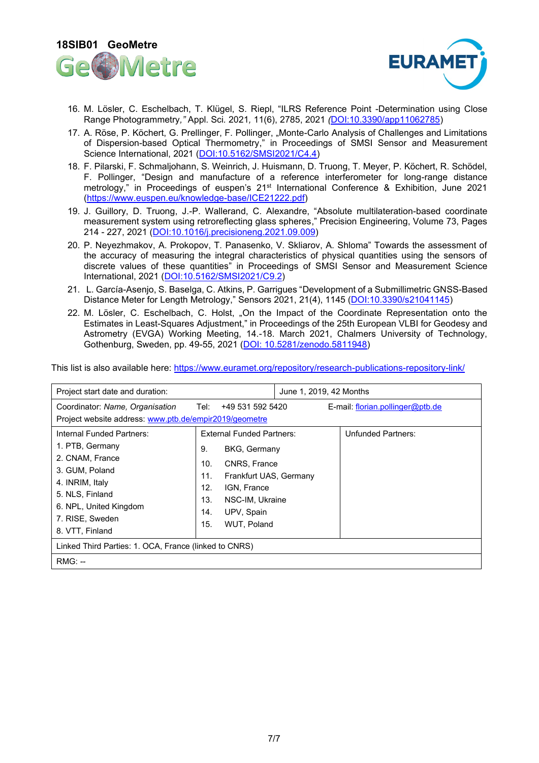16. M. Lösler, C. Eschelbach, T. Klügel, S. Riepl, "ILRS Reference Point -Determination using Close Range Photogrammetry," Appl. Sci. 2021, 11(6), 2785, 2021 (DOI:10.3390/app11062785)
17. A. Röse, P. Köchert, G. Prellinger, F. Pollinger, „Monte-Carlo Analysis of Challenges and Limitations of Dispersion-based Optical Thermometry," in Proceedings of SMSI Sensor and Measurement Science International, 2021 (DOI:10.5162/SMSI2021/C4.4)
18. F. Pilarski, F. Schmaljohann, S. Weinrich, J. Huismann, D. Truong, T. Meyer, P. Köchert, R. Schödel, F. Pollinger, "Design and manufacture of a reference interferometer for long-range distance metrology," in Proceedings of euspen's 21st International Conference & Exhibition, June 2021 (https://www.euspen.eu/knowledge-base/ICE21222.pdf)
19. J. Guillory, D. Truong, J.-P. Wallerand, C. Alexandre, "Absolute multilateration-based coordinate measurement system using retroreflecting glass spheres," Precision Engineering, Volume 73, Pages 214 - 227, 2021 (DOI:10.1016/j.precisioneng.2021.09.009)
20. P. Neyezhmakov, A. Prokopov, T. Panasenko, V. Skliarov, A. Shloma" Towards the assessment of the accuracy of measuring the integral characteristics of physical quantities using the sensors of discrete values of these quantities" in Proceedings of SMSI Sensor and Measurement Science International, 2021 (DOI:10.5162/SMSI2021/C9.2)
21. L. García-Asenjo, S. Baselga, C. Atkins, P. Garrigues "Development of a Submillimetric GNSS-Based Distance Meter for Length Metrology," Sensors 2021, 21(4), 1145 (DOI:10.3390/s21041145)
22. M. Lösler, C. Eschelbach, C. Holst, „On the Impact of the Coordinate Representation onto the Estimates in Least-Squares Adjustment," in Proceedings of the 25th European VLBI for Geodesy and Astrometry (EVGA) Working Meeting, 14.-18. March 2021, Chalmers University of Technology, Gothenburg, Sweden, pp. 49-55, 2021 (DOI: 10.5281/zenodo.5811948)

This list is also available here: https://www.euramet.org/repository/research-publications-repository-link/

| | | |
|---|---|---|
| Project start date and duration: | | June 1, 2019, 42 Months |
| Coordinator: *Name, Organisation* Tel: +49 531 592 5420 E-mail: florian.pollinger@ptb.de<br>Project website address: www.ptb.de/empir2019/geometre | | |
| Internal Funded Partners:<br>1. PTB, Germany<br>2. CNAM, France<br>3. GUM, Poland<br>4. INRIM, Italy<br>5. NLS, Finland<br>6. NPL, United Kingdom<br>7. RISE, Sweden<br>8. VTT, Finland | External Funded Partners:<br>9. BKG, Germany<br>10. CNRS, France<br>11. Frankfurt UAS, Germany<br>12. IGN, France<br>13. NSC-IM, Ukraine<br>14. UPV, Spain<br>15. WUT, Poland | Unfunded Partners: |
| Linked Third Parties: 1. OCA, France (linked to CNRS) | | |
| RMG: -- | | |